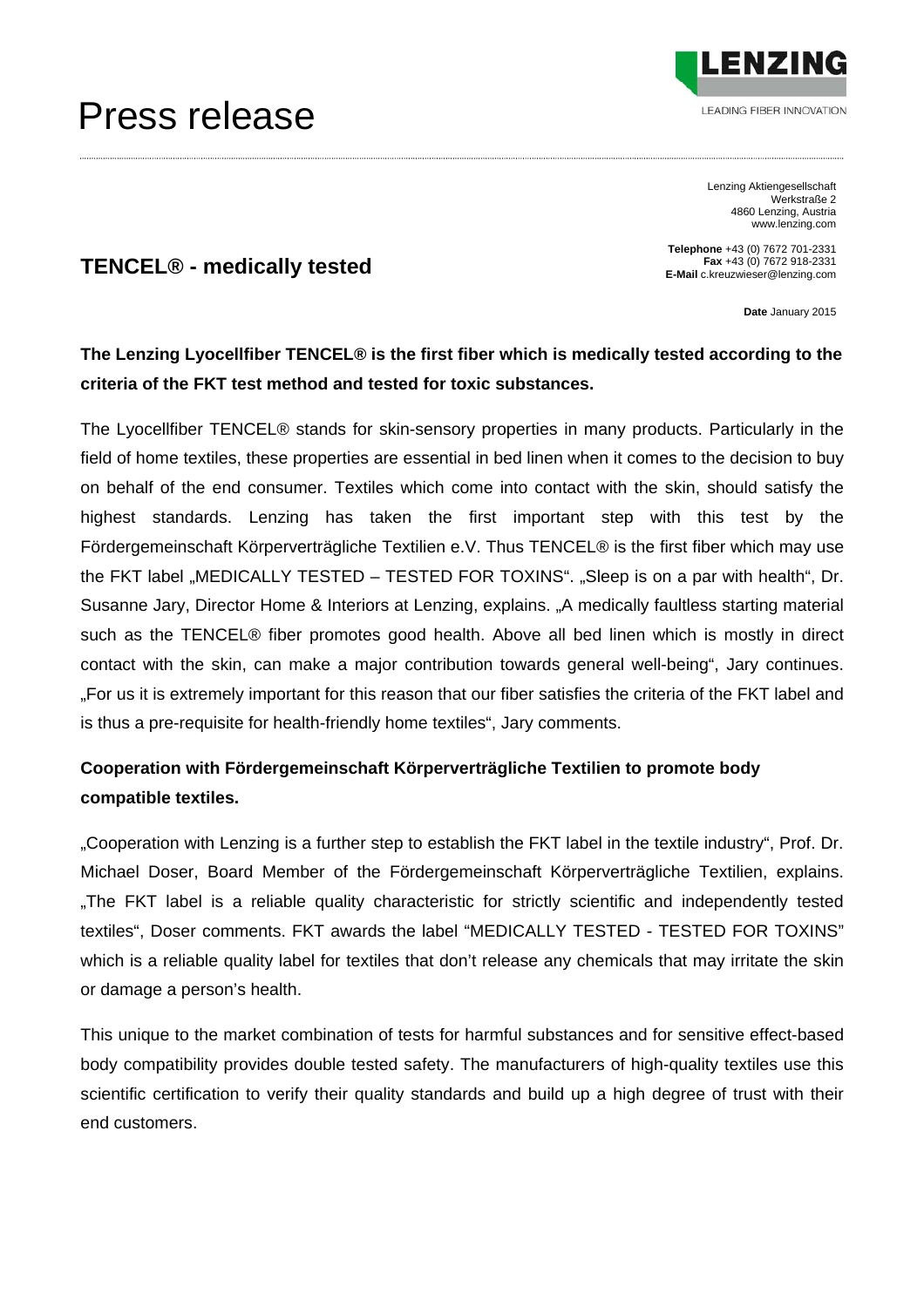# Press release

Lenzing Aktiengesellschaft
Werkstraße 2
4860 Lenzing, Austria
www.lenzing.com

**Telephone** +43 (0) 7672 701-2331
**Fax** +43 (0) 7672 918-2331
**E-Mail** c.kreuzwieser@lenzing.com

**Date** January 2015

## TENCEL® - medically tested

**The Lenzing Lyocellfiber TENCEL® is the first fiber which is medically tested according to the criteria of the FKT test method and tested for toxic substances.**

The Lyocellfiber TENCEL® stands for skin-sensory properties in many products. Particularly in the field of home textiles, these properties are essential in bed linen when it comes to the decision to buy on behalf of the end consumer. Textiles which come into contact with the skin, should satisfy the highest standards. Lenzing has taken the first important step with this test by the Fördergemeinschaft Körperverträgliche Textilien e.V. Thus TENCEL® is the first fiber which may use the FKT label „MEDICALLY TESTED – TESTED FOR TOXINS“. „Sleep is on a par with health“, Dr. Susanne Jary, Director Home & Interiors at Lenzing, explains. „A medically faultless starting material such as the TENCEL® fiber promotes good health. Above all bed linen which is mostly in direct contact with the skin, can make a major contribution towards general well-being“, Jary continues. „For us it is extremely important for this reason that our fiber satisfies the criteria of the FKT label and is thus a pre-requisite for health-friendly home textiles“, Jary comments.

**Cooperation with Fördergemeinschaft Körperverträgliche Textilien to promote body compatible textiles.**

„Cooperation with Lenzing is a further step to establish the FKT label in the textile industry“, Prof. Dr. Michael Doser, Board Member of the Fördergemeinschaft Körperverträgliche Textilien, explains. „The FKT label is a reliable quality characteristic for strictly scientific and independently tested textiles“, Doser comments. FKT awards the label “MEDICALLY TESTED - TESTED FOR TOXINS” which is a reliable quality label for textiles that don’t release any chemicals that may irritate the skin or damage a person’s health.

This unique to the market combination of tests for harmful substances and for sensitive effect-based body compatibility provides double tested safety. The manufacturers of high-quality textiles use this scientific certification to verify their quality standards and build up a high degree of trust with their end customers.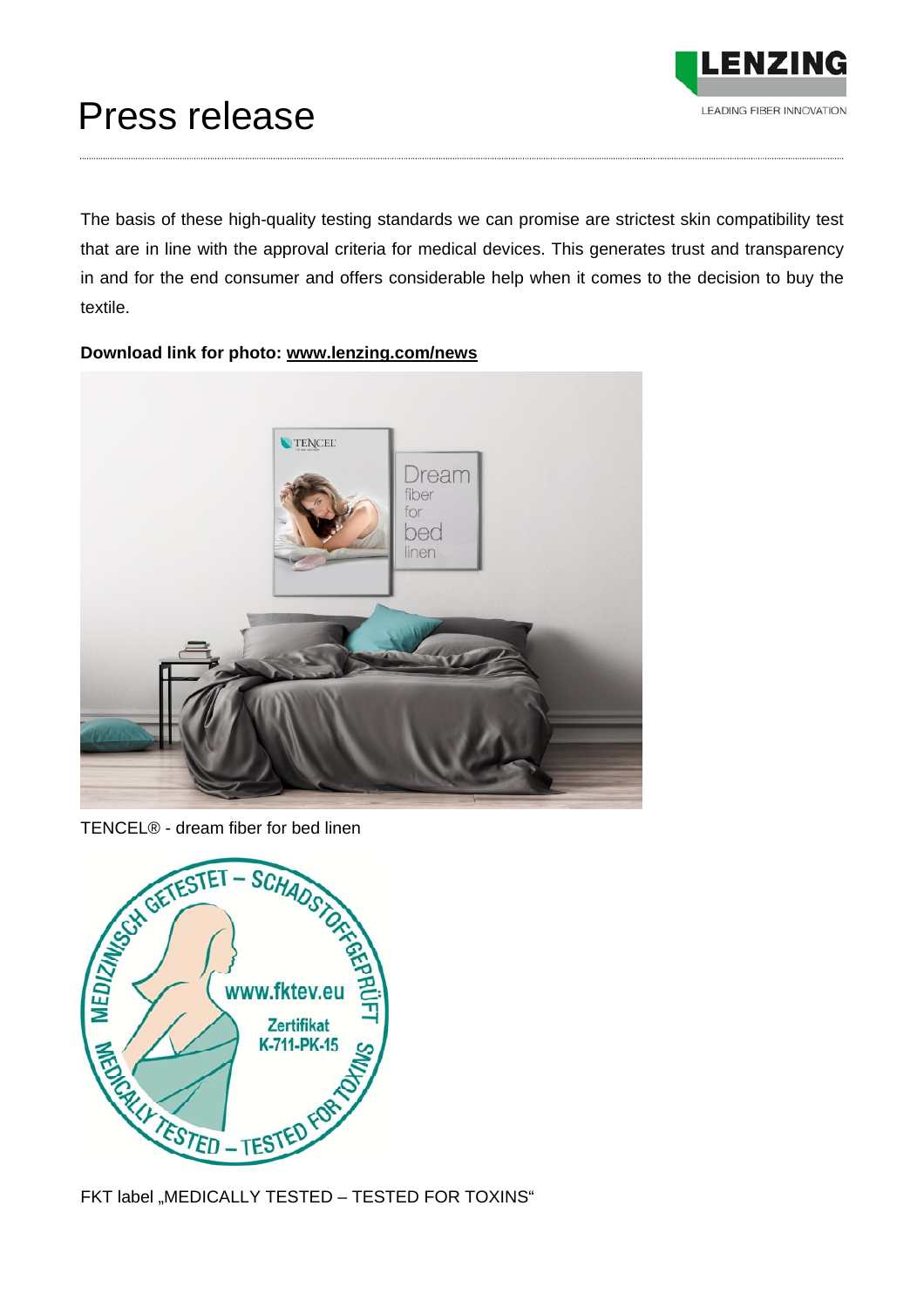The basis of these high-quality testing standards we can promise are strictest skin compatibility test that are in line with the approval criteria for medical devices. This generates trust and transparency in and for the end consumer and offers considerable help when it comes to the decision to buy the textile.

**Download link for photo: www.lenzing.com/news**

TENCEL® - dream fiber for bed linen

FKT label „MEDICALLY TESTED – TESTED FOR TOXINS“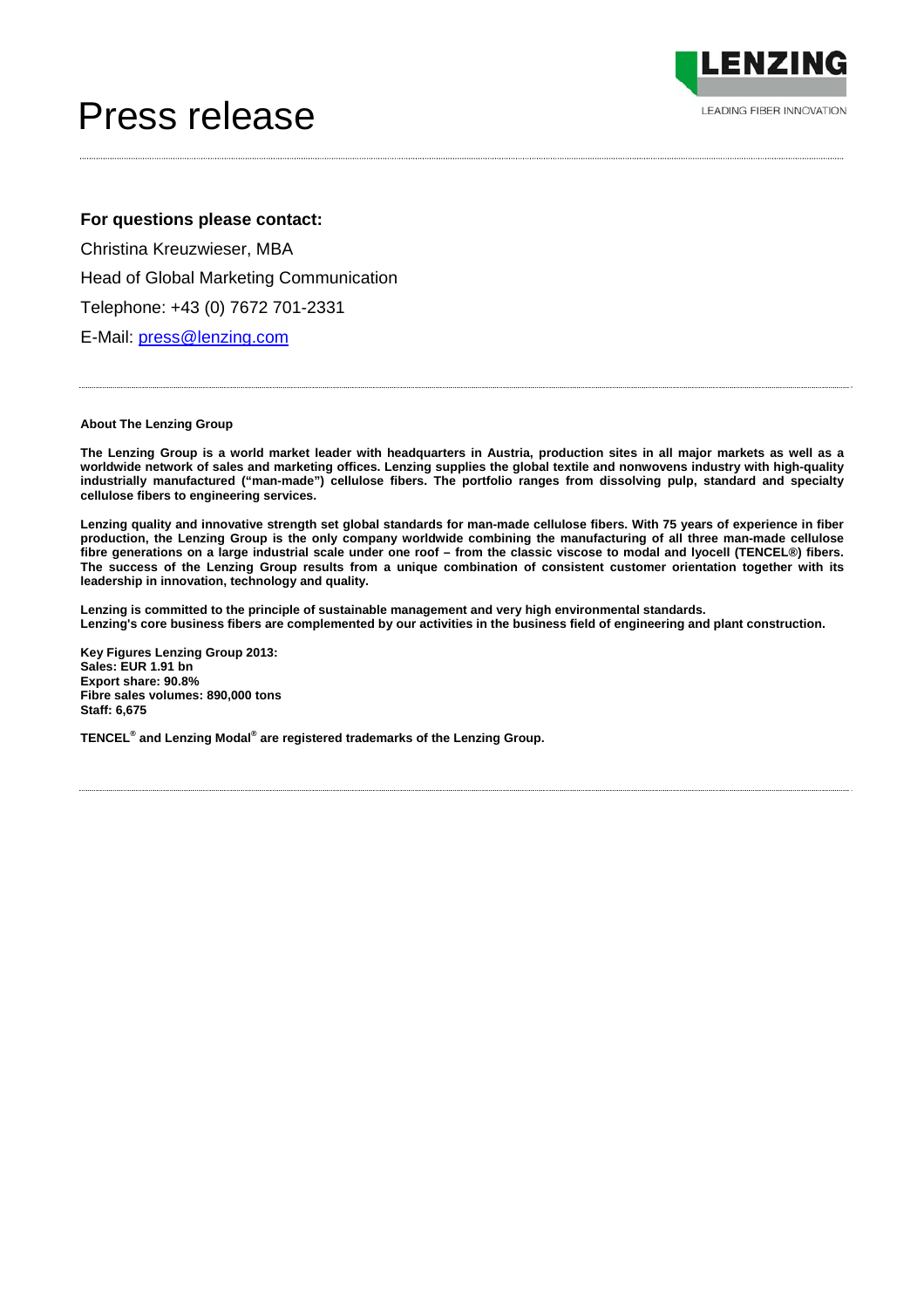# Press release

**For questions please contact:**

Christina Kreuzwieser, MBA

Head of Global Marketing Communication

Telephone: +43 (0) 7672 701-2331

E-Mail: press@lenzing.com

**About The Lenzing Group**

**The Lenzing Group is a world market leader with headquarters in Austria, production sites in all major markets as well as a worldwide network of sales and marketing offices. Lenzing supplies the global textile and nonwovens industry with high-quality industrially manufactured ("man-made") cellulose fibers. The portfolio ranges from dissolving pulp, standard and specialty cellulose fibers to engineering services.**

**Lenzing quality and innovative strength set global standards for man-made cellulose fibers. With 75 years of experience in fiber production, the Lenzing Group is the only company worldwide combining the manufacturing of all three man-made cellulose fibre generations on a large industrial scale under one roof – from the classic viscose to modal and lyocell (TENCEL®) fibers. The success of the Lenzing Group results from a unique combination of consistent customer orientation together with its leadership in innovation, technology and quality.**

**Lenzing is committed to the principle of sustainable management and very high environmental standards.**
**Lenzing's core business fibers are complemented by our activities in the business field of engineering and plant construction.**

**Key Figures Lenzing Group 2013:**
**Sales: EUR 1.91 bn**
**Export share: 90.8%**
**Fibre sales volumes: 890,000 tons**
**Staff: 6,675**

**TENCEL® and Lenzing Modal® are registered trademarks of the Lenzing Group.**